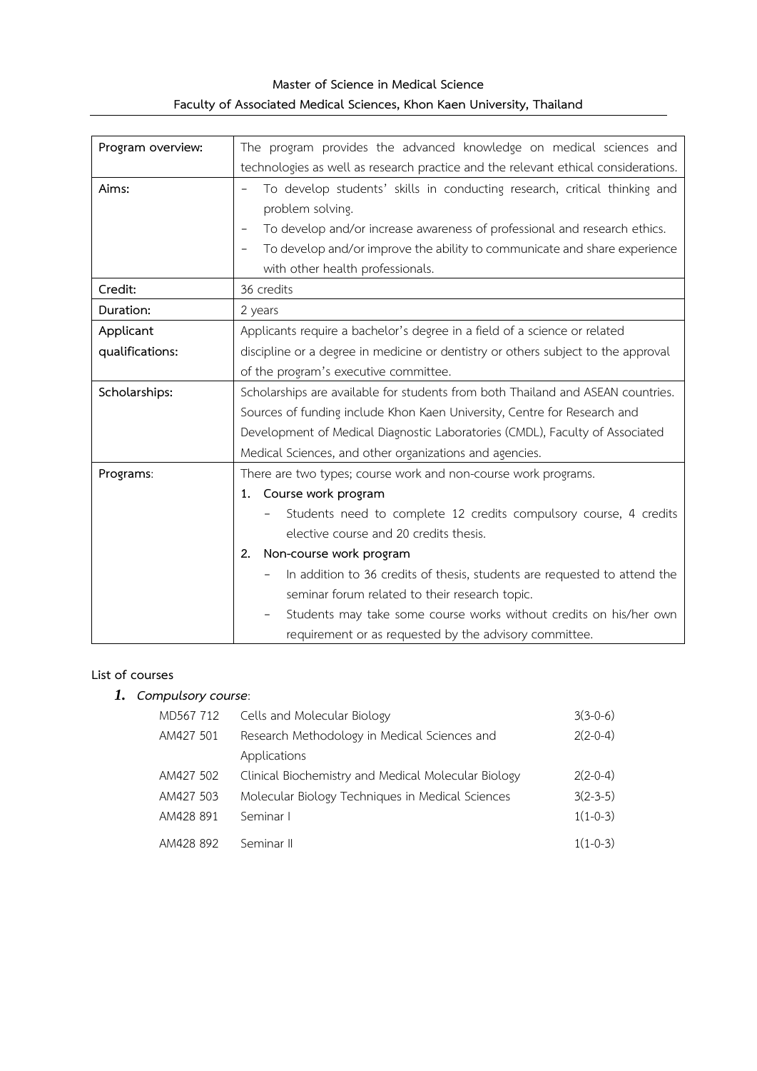**Master of Science in Medical Science**

**Faculty of Associated Medical Sciences, Khon Kaen University, Thailand**

| | |
|---|---|
| **Program overview:** | The program provides the advanced knowledge on medical sciences and technologies as well as research practice and the relevant ethical considerations. |
| **Aims:** | - To develop students' skills in conducting research, critical thinking and problem solving.<br>- To develop and/or increase awareness of professional and research ethics.<br>- To develop and/or improve the ability to communicate and share experience with other health professionals. |
| **Credit:** | 36 credits |
| **Duration:** | 2 years |
| **Applicant qualifications:** | Applicants require a bachelor's degree in a field of a science or related discipline or a degree in medicine or dentistry or others subject to the approval of the program's executive committee. |
| **Scholarships:** | Scholarships are available for students from both Thailand and ASEAN countries. Sources of funding include Khon Kaen University, Centre for Research and Development of Medical Diagnostic Laboratories (CMDL), Faculty of Associated Medical Sciences, and other organizations and agencies. |
| **Programs**: | There are two types; course work and non-course work programs.<br>1. Course work program<br>- Students need to complete 12 credits compulsory course, 4 credits elective course and 20 credits thesis.<br>2. Non-course work program<br>- In addition to 36 credits of thesis, students are requested to attend the seminar forum related to their research topic.<br>- Students may take some course works without credits on his/her own requirement or as requested by the advisory committee. |

**List of courses**

1. ***Compulsory course***:

| | | |
|---|---|---|
| MD567 712 | Cells and Molecular Biology | 3(3-0-6) |
| AM427 501 | Research Methodology in Medical Sciences and Applications | 2(2-0-4) |
| AM427 502 | Clinical Biochemistry and Medical Molecular Biology | 2(2-0-4) |
| AM427 503 | Molecular Biology Techniques in Medical Sciences | 3(2-3-5) |
| AM428 891 | Seminar I | 1(1-0-3) |
| AM428 892 | Seminar II | 1(1-0-3) |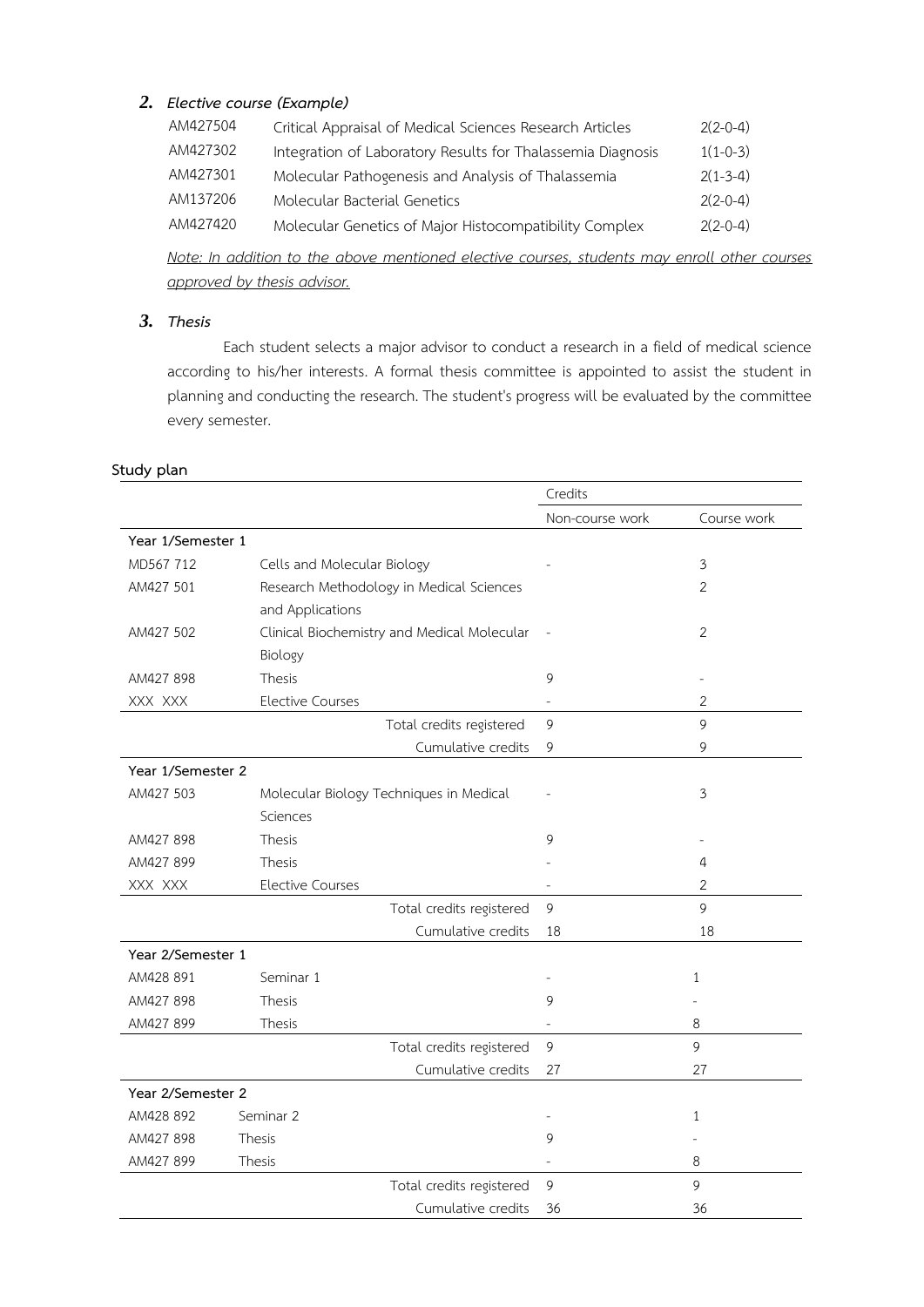## 2. *Elective course (Example)*

| | | |
|---|---|---|
| AM427504 | Critical Appraisal of Medical Sciences Research Articles | 2(2-0-4) |
| AM427302 | Integration of Laboratory Results for Thalassemia Diagnosis | 1(1-0-3) |
| AM427301 | Molecular Pathogenesis and Analysis of Thalassemia | 2(1-3-4) |
| AM137206 | Molecular Bacterial Genetics | 2(2-0-4) |
| AM427420 | Molecular Genetics of Major Histocompatibility Complex | 2(2-0-4) |

*Note: In addition to the above mentioned elective courses, students may enroll other courses approved by thesis advisor.*

## 3. *Thesis*

Each student selects a major advisor to conduct a research in a field of medical science according to his/her interests. A formal thesis committee is appointed to assist the student in planning and conducting the research. The student's progress will be evaluated by the committee every semester.

**Study plan**

| | | Credits | |
|---|---|---|---|
| | | Non-course work | Course work |
| **Year 1/Semester 1** | | | |
| MD567 712 | Cells and Molecular Biology | - | 3 |
| AM427 501 | Research Methodology in Medical Sciences and Applications | | 2 |
| AM427 502 | Clinical Biochemistry and Medical Molecular Biology | - | 2 |
| AM427 898 | Thesis | 9 | - |
| XXX XXX | Elective Courses | - | 2 |
| | Total credits registered | 9 | 9 |
| | Cumulative credits | 9 | 9 |
| **Year 1/Semester 2** | | | |
| AM427 503 | Molecular Biology Techniques in Medical Sciences | - | 3 |
| AM427 898 | Thesis | 9 | - |
| AM427 899 | Thesis | - | 4 |
| XXX XXX | Elective Courses | - | 2 |
| | Total credits registered | 9 | 9 |
| | Cumulative credits | 18 | 18 |
| **Year 2/Semester 1** | | | |
| AM428 891 | Seminar 1 | - | 1 |
| AM427 898 | Thesis | 9 | - |
| AM427 899 | Thesis | - | 8 |
| | Total credits registered | 9 | 9 |
| | Cumulative credits | 27 | 27 |
| **Year 2/Semester 2** | | | |
| AM428 892 | Seminar 2 | - | 1 |
| AM427 898 | Thesis | 9 | - |
| AM427 899 | Thesis | - | 8 |
| | Total credits registered | 9 | 9 |
| | Cumulative credits | 36 | 36 |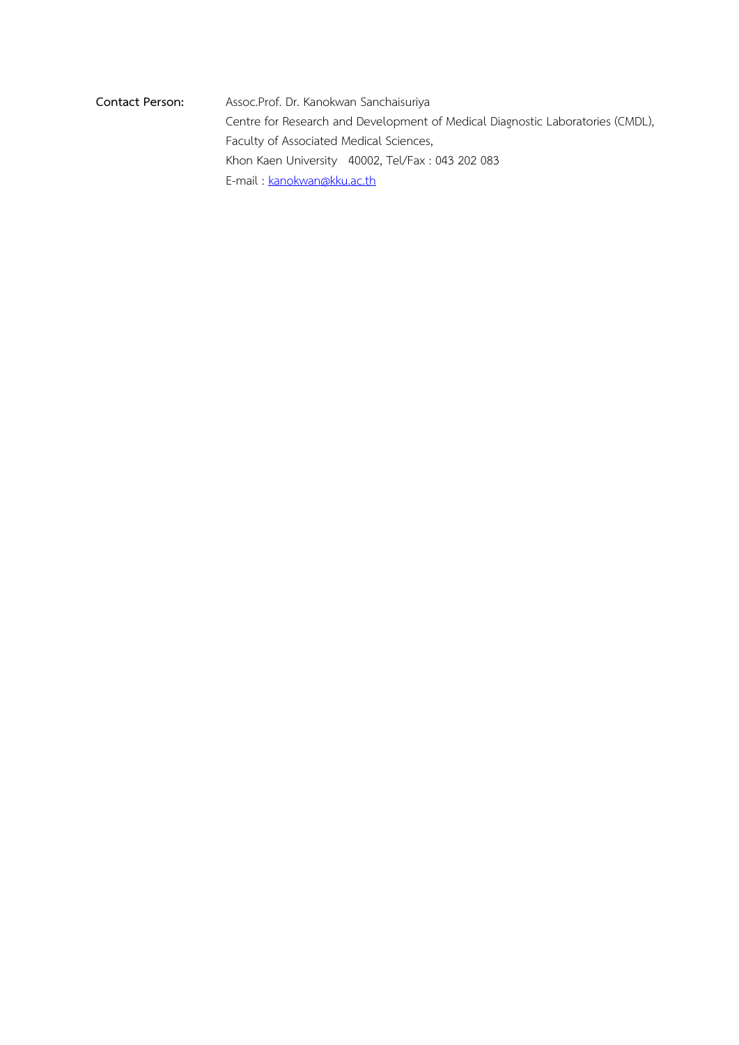**Contact Person:** Assoc.Prof. Dr. Kanokwan Sanchaisuriya
Centre for Research and Development of Medical Diagnostic Laboratories (CMDL),
Faculty of Associated Medical Sciences,
Khon Kaen University 40002, Tel/Fax : 043 202 083
E-mail : kanokwan@kku.ac.th